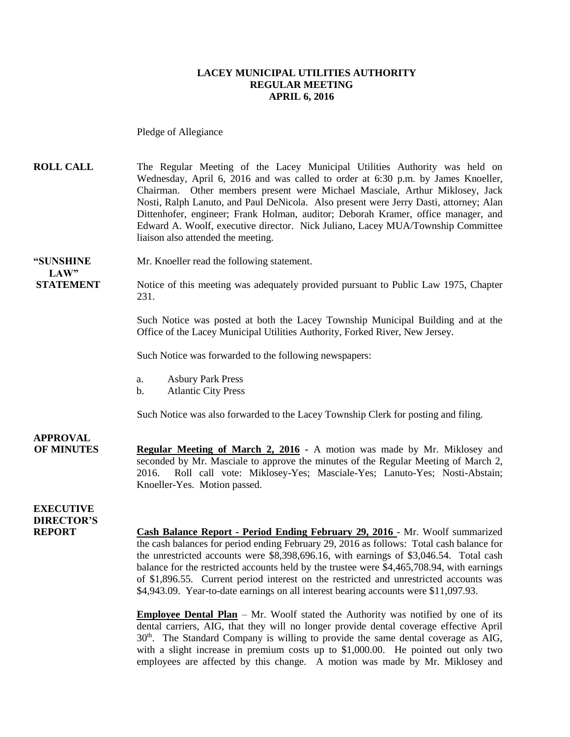**LACEY MUNICIPAL UTILITIES AUTHORITY**
**REGULAR MEETING**
**APRIL 6, 2016**

Pledge of Allegiance

**ROLL CALL**

The Regular Meeting of the Lacey Municipal Utilities Authority was held on Wednesday, April 6, 2016 and was called to order at 6:30 p.m. by James Knoeller, Chairman. Other members present were Michael Masciale, Arthur Miklosey, Jack Nosti, Ralph Lanuto, and Paul DeNicola. Also present were Jerry Dasti, attorney; Alan Dittenhofer, engineer; Frank Holman, auditor; Deborah Kramer, office manager, and Edward A. Woolf, executive director. Nick Juliano, Lacey MUA/Township Committee liaison also attended the meeting.

**"SUNSHINE LAW" STATEMENT**

Mr. Knoeller read the following statement.

Notice of this meeting was adequately provided pursuant to Public Law 1975, Chapter 231.

Such Notice was posted at both the Lacey Township Municipal Building and at the Office of the Lacey Municipal Utilities Authority, Forked River, New Jersey.

Such Notice was forwarded to the following newspapers:

a. Asbury Park Press
b. Atlantic City Press

Such Notice was also forwarded to the Lacey Township Clerk for posting and filing.

**APPROVAL OF MINUTES**

**Regular Meeting of March 2, 2016** - A motion was made by Mr. Miklosey and seconded by Mr. Masciale to approve the minutes of the Regular Meeting of March 2, 2016. Roll call vote: Miklosey-Yes; Masciale-Yes; Lanuto-Yes; Nosti-Abstain; Knoeller-Yes. Motion passed.

**EXECUTIVE DIRECTOR'S REPORT**

**Cash Balance Report - Period Ending February 29, 2016** - Mr. Woolf summarized the cash balances for period ending February 29, 2016 as follows: Total cash balance for the unrestricted accounts were $8,398,696.16, with earnings of $3,046.54. Total cash balance for the restricted accounts held by the trustee were $4,465,708.94, with earnings of $1,896.55. Current period interest on the restricted and unrestricted accounts was $4,943.09. Year-to-date earnings on all interest bearing accounts were $11,097.93.

**Employee Dental Plan** – Mr. Woolf stated the Authority was notified by one of its dental carriers, AIG, that they will no longer provide dental coverage effective April 30th. The Standard Company is willing to provide the same dental coverage as AIG, with a slight increase in premium costs up to $1,000.00. He pointed out only two employees are affected by this change. A motion was made by Mr. Miklosey and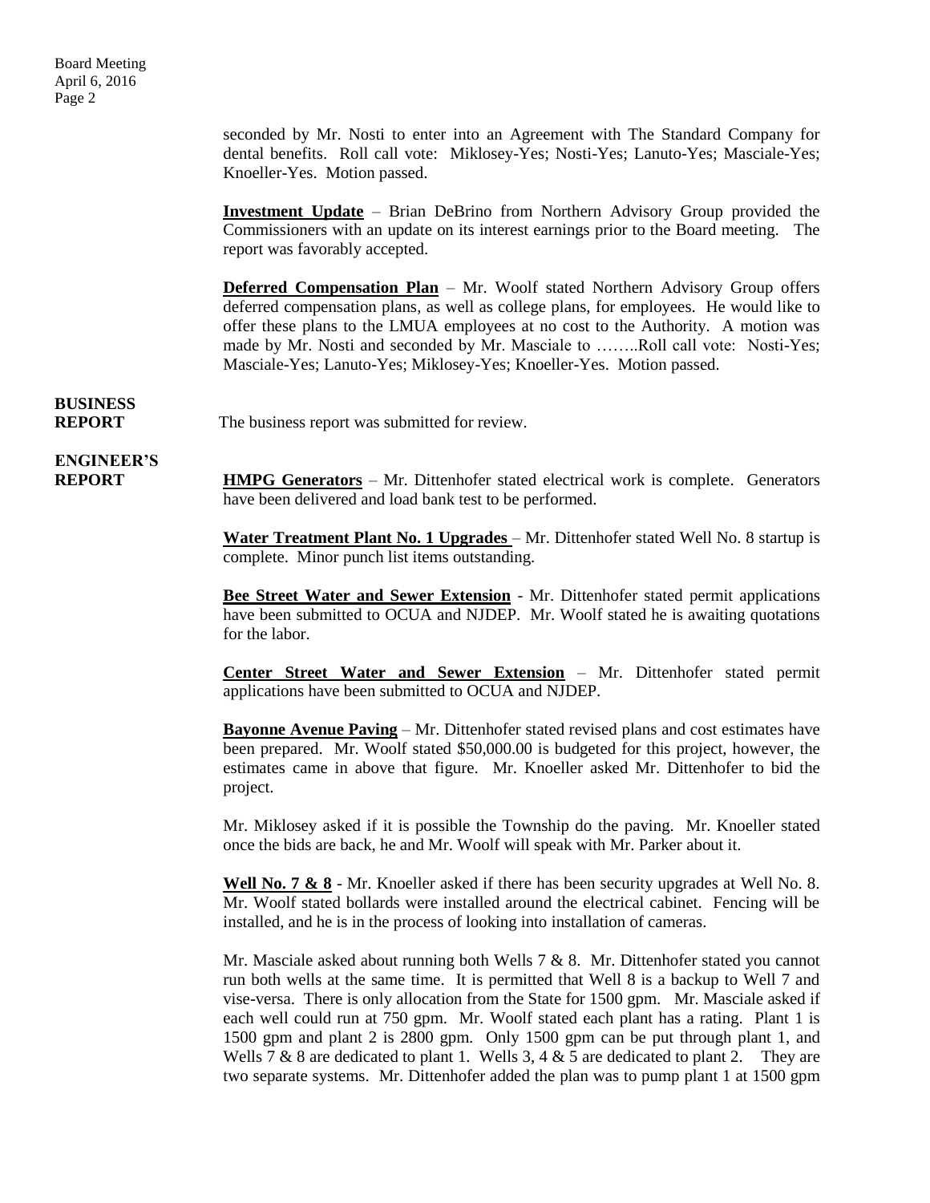seconded by Mr. Nosti to enter into an Agreement with The Standard Company for dental benefits. Roll call vote: Miklosey-Yes; Nosti-Yes; Lanuto-Yes; Masciale-Yes; Knoeller-Yes. Motion passed.

**Investment Update** – Brian DeBrino from Northern Advisory Group provided the Commissioners with an update on its interest earnings prior to the Board meeting. The report was favorably accepted.

**Deferred Compensation Plan** – Mr. Woolf stated Northern Advisory Group offers deferred compensation plans, as well as college plans, for employees. He would like to offer these plans to the LMUA employees at no cost to the Authority. A motion was made by Mr. Nosti and seconded by Mr. Masciale to ……..Roll call vote: Nosti-Yes; Masciale-Yes; Lanuto-Yes; Miklosey-Yes; Knoeller-Yes. Motion passed.

**BUSINESS REPORT**

The business report was submitted for review.

**ENGINEER'S REPORT**

**HMPG Generators** – Mr. Dittenhofer stated electrical work is complete. Generators have been delivered and load bank test to be performed.

**Water Treatment Plant No. 1 Upgrades** – Mr. Dittenhofer stated Well No. 8 startup is complete. Minor punch list items outstanding.

**Bee Street Water and Sewer Extension** - Mr. Dittenhofer stated permit applications have been submitted to OCUA and NJDEP. Mr. Woolf stated he is awaiting quotations for the labor.

**Center Street Water and Sewer Extension** – Mr. Dittenhofer stated permit applications have been submitted to OCUA and NJDEP.

**Bayonne Avenue Paving** – Mr. Dittenhofer stated revised plans and cost estimates have been prepared. Mr. Woolf stated $50,000.00 is budgeted for this project, however, the estimates came in above that figure. Mr. Knoeller asked Mr. Dittenhofer to bid the project.

Mr. Miklosey asked if it is possible the Township do the paving. Mr. Knoeller stated once the bids are back, he and Mr. Woolf will speak with Mr. Parker about it.

**Well No. 7 & 8** - Mr. Knoeller asked if there has been security upgrades at Well No. 8. Mr. Woolf stated bollards were installed around the electrical cabinet. Fencing will be installed, and he is in the process of looking into installation of cameras.

Mr. Masciale asked about running both Wells 7 & 8. Mr. Dittenhofer stated you cannot run both wells at the same time. It is permitted that Well 8 is a backup to Well 7 and vise-versa. There is only allocation from the State for 1500 gpm. Mr. Masciale asked if each well could run at 750 gpm. Mr. Woolf stated each plant has a rating. Plant 1 is 1500 gpm and plant 2 is 2800 gpm. Only 1500 gpm can be put through plant 1, and Wells 7 & 8 are dedicated to plant 1. Wells 3, 4 & 5 are dedicated to plant 2. They are two separate systems. Mr. Dittenhofer added the plan was to pump plant 1 at 1500 gpm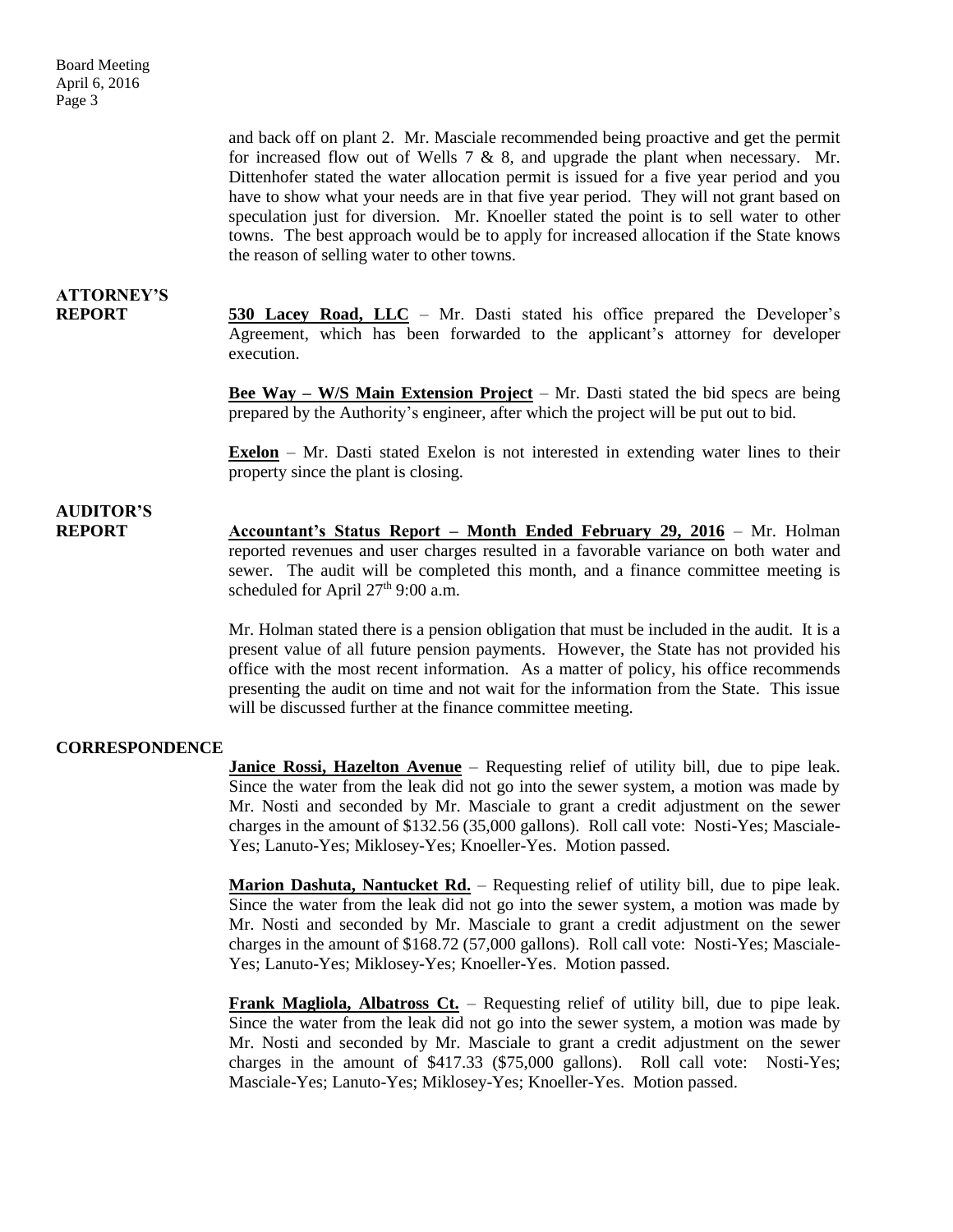and back off on plant 2. Mr. Masciale recommended being proactive and get the permit for increased flow out of Wells 7 & 8, and upgrade the plant when necessary. Mr. Dittenhofer stated the water allocation permit is issued for a five year period and you have to show what your needs are in that five year period. They will not grant based on speculation just for diversion. Mr. Knoeller stated the point is to sell water to other towns. The best approach would be to apply for increased allocation if the State knows the reason of selling water to other towns.

**ATTORNEY'S REPORT**

**530 Lacey Road, LLC** – Mr. Dasti stated his office prepared the Developer's Agreement, which has been forwarded to the applicant's attorney for developer execution.

**Bee Way – W/S Main Extension Project** – Mr. Dasti stated the bid specs are being prepared by the Authority's engineer, after which the project will be put out to bid.

**Exelon** – Mr. Dasti stated Exelon is not interested in extending water lines to their property since the plant is closing.

**AUDITOR'S REPORT**

**Accountant's Status Report – Month Ended February 29, 2016** – Mr. Holman reported revenues and user charges resulted in a favorable variance on both water and sewer. The audit will be completed this month, and a finance committee meeting is scheduled for April 27th 9:00 a.m.

Mr. Holman stated there is a pension obligation that must be included in the audit. It is a present value of all future pension payments. However, the State has not provided his office with the most recent information. As a matter of policy, his office recommends presenting the audit on time and not wait for the information from the State. This issue will be discussed further at the finance committee meeting.

**CORRESPONDENCE**

**Janice Rossi, Hazelton Avenue** – Requesting relief of utility bill, due to pipe leak. Since the water from the leak did not go into the sewer system, a motion was made by Mr. Nosti and seconded by Mr. Masciale to grant a credit adjustment on the sewer charges in the amount of $132.56 (35,000 gallons). Roll call vote: Nosti-Yes; Masciale-Yes; Lanuto-Yes; Miklosey-Yes; Knoeller-Yes. Motion passed.

**Marion Dashuta, Nantucket Rd.** – Requesting relief of utility bill, due to pipe leak. Since the water from the leak did not go into the sewer system, a motion was made by Mr. Nosti and seconded by Mr. Masciale to grant a credit adjustment on the sewer charges in the amount of $168.72 (57,000 gallons). Roll call vote: Nosti-Yes; Masciale-Yes; Lanuto-Yes; Miklosey-Yes; Knoeller-Yes. Motion passed.

**Frank Magliola, Albatross Ct.** – Requesting relief of utility bill, due to pipe leak. Since the water from the leak did not go into the sewer system, a motion was made by Mr. Nosti and seconded by Mr. Masciale to grant a credit adjustment on the sewer charges in the amount of $417.33 ($75,000 gallons). Roll call vote: Nosti-Yes; Masciale-Yes; Lanuto-Yes; Miklosey-Yes; Knoeller-Yes. Motion passed.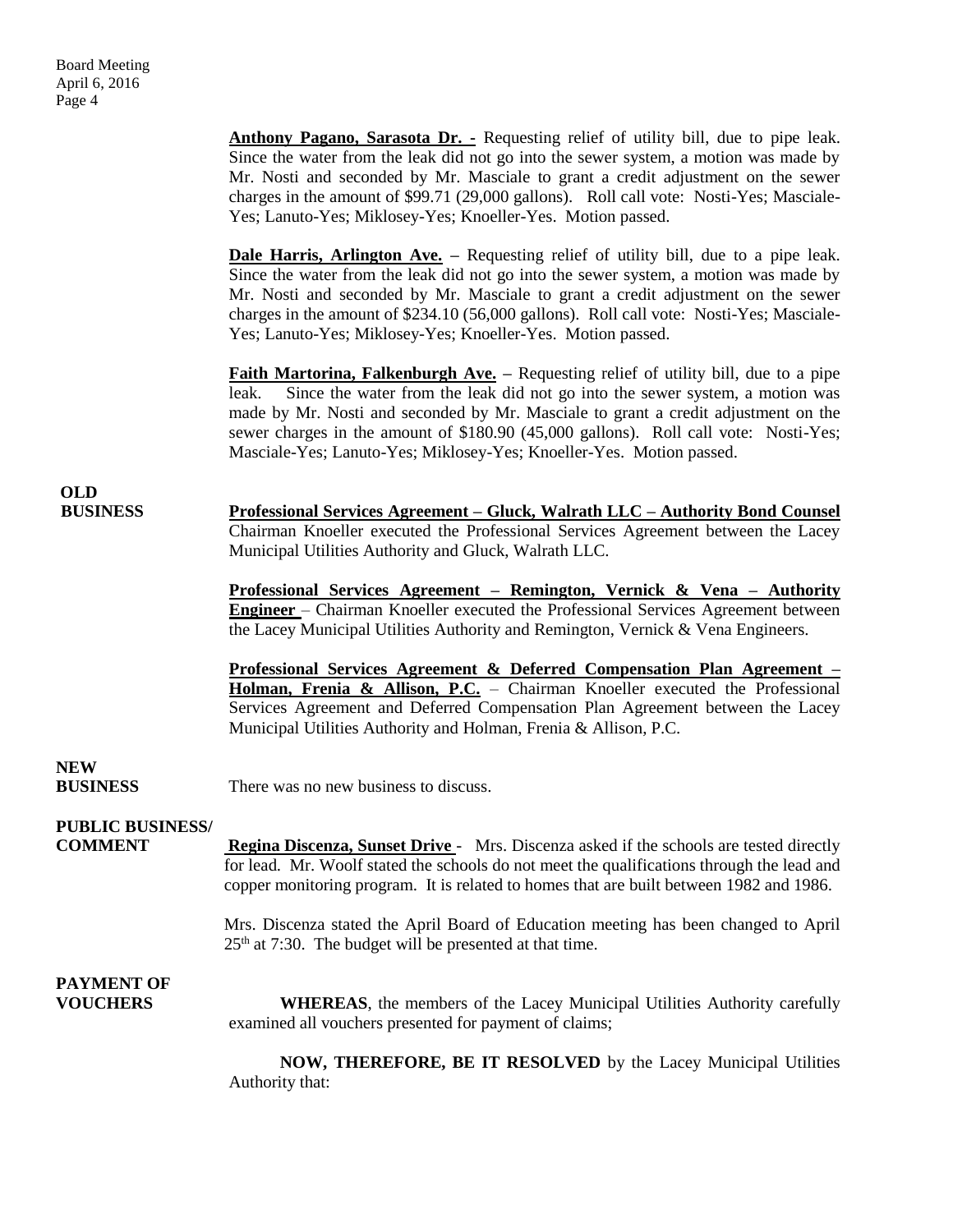**Anthony Pagano, Sarasota Dr. -** Requesting relief of utility bill, due to pipe leak. Since the water from the leak did not go into the sewer system, a motion was made by Mr. Nosti and seconded by Mr. Masciale to grant a credit adjustment on the sewer charges in the amount of $99.71 (29,000 gallons). Roll call vote: Nosti-Yes; Masciale-Yes; Lanuto-Yes; Miklosey-Yes; Knoeller-Yes. Motion passed.

**Dale Harris, Arlington Ave. –** Requesting relief of utility bill, due to a pipe leak. Since the water from the leak did not go into the sewer system, a motion was made by Mr. Nosti and seconded by Mr. Masciale to grant a credit adjustment on the sewer charges in the amount of $234.10 (56,000 gallons). Roll call vote: Nosti-Yes; Masciale-Yes; Lanuto-Yes; Miklosey-Yes; Knoeller-Yes. Motion passed.

**Faith Martorina, Falkenburgh Ave. –** Requesting relief of utility bill, due to a pipe leak. Since the water from the leak did not go into the sewer system, a motion was made by Mr. Nosti and seconded by Mr. Masciale to grant a credit adjustment on the sewer charges in the amount of $180.90 (45,000 gallons). Roll call vote: Nosti-Yes; Masciale-Yes; Lanuto-Yes; Miklosey-Yes; Knoeller-Yes. Motion passed.

**OLD BUSINESS**

**Professional Services Agreement – Gluck, Walrath LLC – Authority Bond Counsel** Chairman Knoeller executed the Professional Services Agreement between the Lacey Municipal Utilities Authority and Gluck, Walrath LLC.

**Professional Services Agreement – Remington, Vernick & Vena – Authority Engineer** – Chairman Knoeller executed the Professional Services Agreement between the Lacey Municipal Utilities Authority and Remington, Vernick & Vena Engineers.

**Professional Services Agreement & Deferred Compensation Plan Agreement – Holman, Frenia & Allison, P.C.** – Chairman Knoeller executed the Professional Services Agreement and Deferred Compensation Plan Agreement between the Lacey Municipal Utilities Authority and Holman, Frenia & Allison, P.C.

**NEW BUSINESS**

There was no new business to discuss.

**PUBLIC BUSINESS/ COMMENT**

**Regina Discenza, Sunset Drive** - Mrs. Discenza asked if the schools are tested directly for lead. Mr. Woolf stated the schools do not meet the qualifications through the lead and copper monitoring program. It is related to homes that are built between 1982 and 1986.

Mrs. Discenza stated the April Board of Education meeting has been changed to April 25th at 7:30. The budget will be presented at that time.

**PAYMENT OF VOUCHERS**

**WHEREAS**, the members of the Lacey Municipal Utilities Authority carefully examined all vouchers presented for payment of claims;

**NOW, THEREFORE, BE IT RESOLVED** by the Lacey Municipal Utilities Authority that: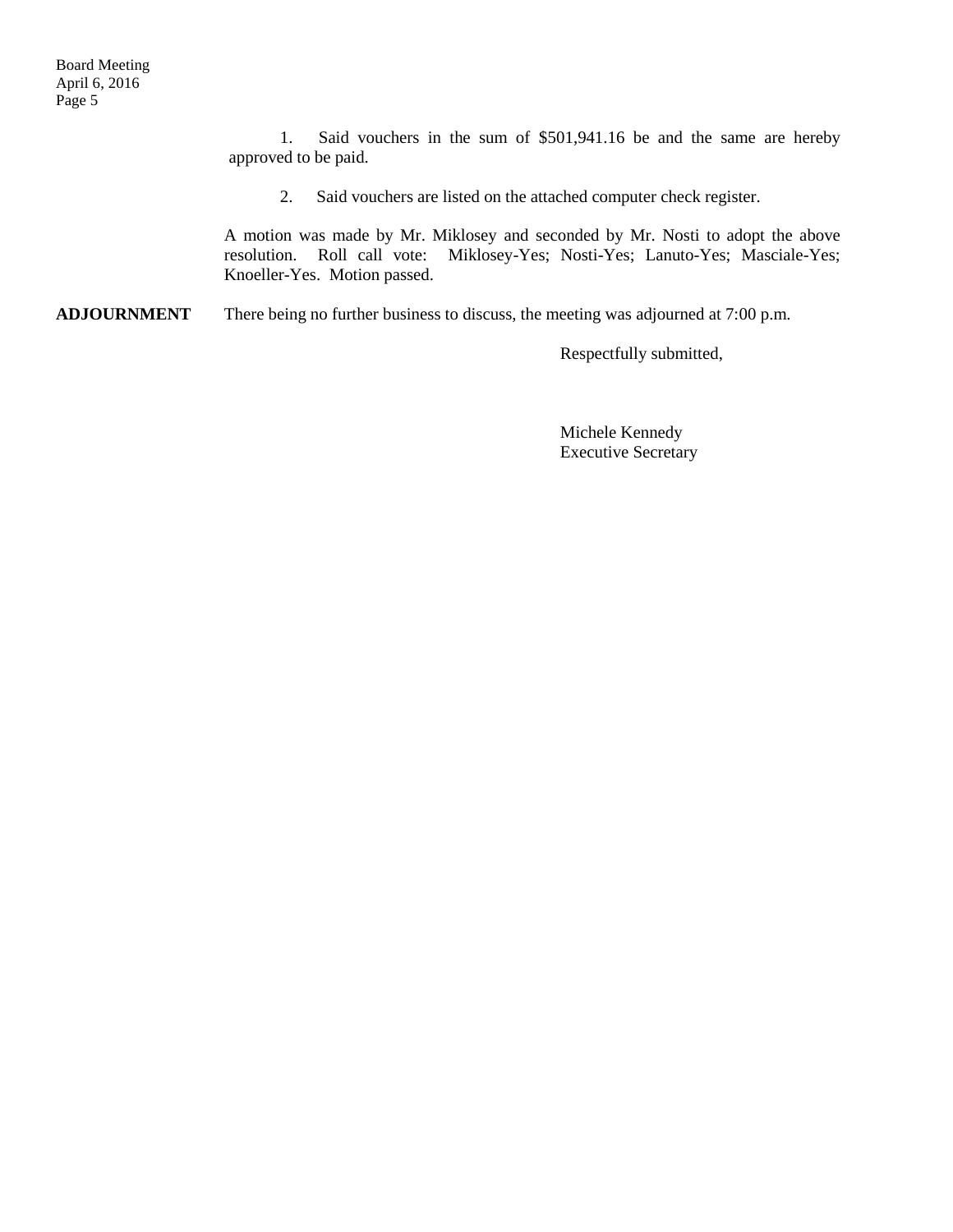1. Said vouchers in the sum of $501,941.16 be and the same are hereby approved to be paid.

2. Said vouchers are listed on the attached computer check register.

A motion was made by Mr. Miklosey and seconded by Mr. Nosti to adopt the above resolution. Roll call vote: Miklosey-Yes; Nosti-Yes; Lanuto-Yes; Masciale-Yes; Knoeller-Yes. Motion passed.

**ADJOURNMENT** There being no further business to discuss, the meeting was adjourned at 7:00 p.m.

Respectfully submitted,

Michele Kennedy
Executive Secretary